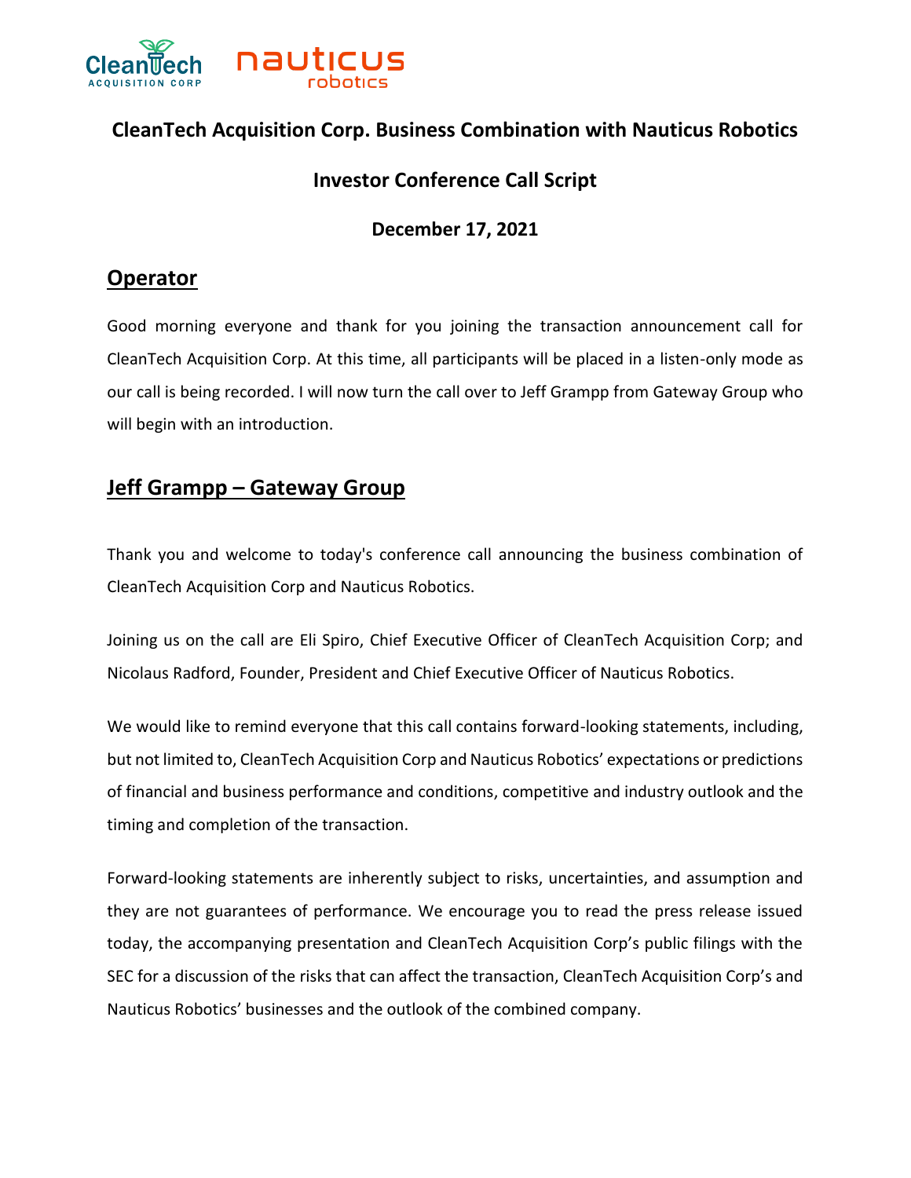# CleanTech Acquisition Corp. Business Combination with Nauticus Robotics

## Investor Conference Call Script

### December 17, 2021

## Operator

Good morning everyone and thank for you joining the transaction announcement call for CleanTech Acquisition Corp. At this time, all participants will be placed in a listen-only mode as our call is being recorded. I will now turn the call over to Jeff Grampp from Gateway Group who will begin with an introduction.

## Jeff Grampp – Gateway Group

Thank you and welcome to today's conference call announcing the business combination of CleanTech Acquisition Corp and Nauticus Robotics.

Joining us on the call are Eli Spiro, Chief Executive Officer of CleanTech Acquisition Corp; and Nicolaus Radford, Founder, President and Chief Executive Officer of Nauticus Robotics.

We would like to remind everyone that this call contains forward-looking statements, including, but not limited to, CleanTech Acquisition Corp and Nauticus Robotics' expectations or predictions of financial and business performance and conditions, competitive and industry outlook and the timing and completion of the transaction.

Forward-looking statements are inherently subject to risks, uncertainties, and assumption and they are not guarantees of performance. We encourage you to read the press release issued today, the accompanying presentation and CleanTech Acquisition Corp's public filings with the SEC for a discussion of the risks that can affect the transaction, CleanTech Acquisition Corp's and Nauticus Robotics' businesses and the outlook of the combined company.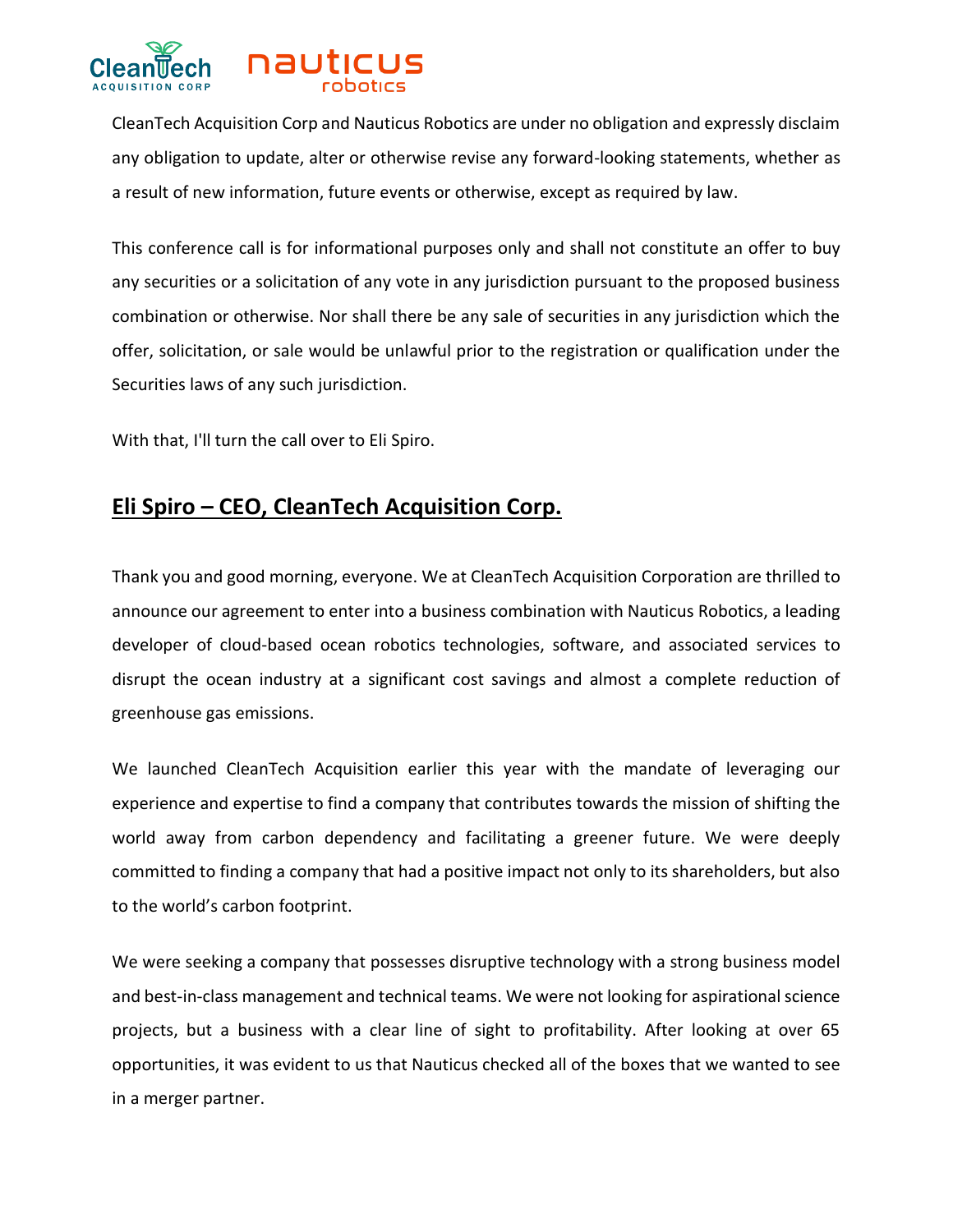CleanTech Acquisition Corp and Nauticus Robotics are under no obligation and expressly disclaim any obligation to update, alter or otherwise revise any forward-looking statements, whether as a result of new information, future events or otherwise, except as required by law.

This conference call is for informational purposes only and shall not constitute an offer to buy any securities or a solicitation of any vote in any jurisdiction pursuant to the proposed business combination or otherwise. Nor shall there be any sale of securities in any jurisdiction which the offer, solicitation, or sale would be unlawful prior to the registration or qualification under the Securities laws of any such jurisdiction.

With that, I'll turn the call over to Eli Spiro.

## Eli Spiro – CEO, CleanTech Acquisition Corp.

Thank you and good morning, everyone. We at CleanTech Acquisition Corporation are thrilled to announce our agreement to enter into a business combination with Nauticus Robotics, a leading developer of cloud-based ocean robotics technologies, software, and associated services to disrupt the ocean industry at a significant cost savings and almost a complete reduction of greenhouse gas emissions.

We launched CleanTech Acquisition earlier this year with the mandate of leveraging our experience and expertise to find a company that contributes towards the mission of shifting the world away from carbon dependency and facilitating a greener future. We were deeply committed to finding a company that had a positive impact not only to its shareholders, but also to the world's carbon footprint.

We were seeking a company that possesses disruptive technology with a strong business model and best-in-class management and technical teams. We were not looking for aspirational science projects, but a business with a clear line of sight to profitability. After looking at over 65 opportunities, it was evident to us that Nauticus checked all of the boxes that we wanted to see in a merger partner.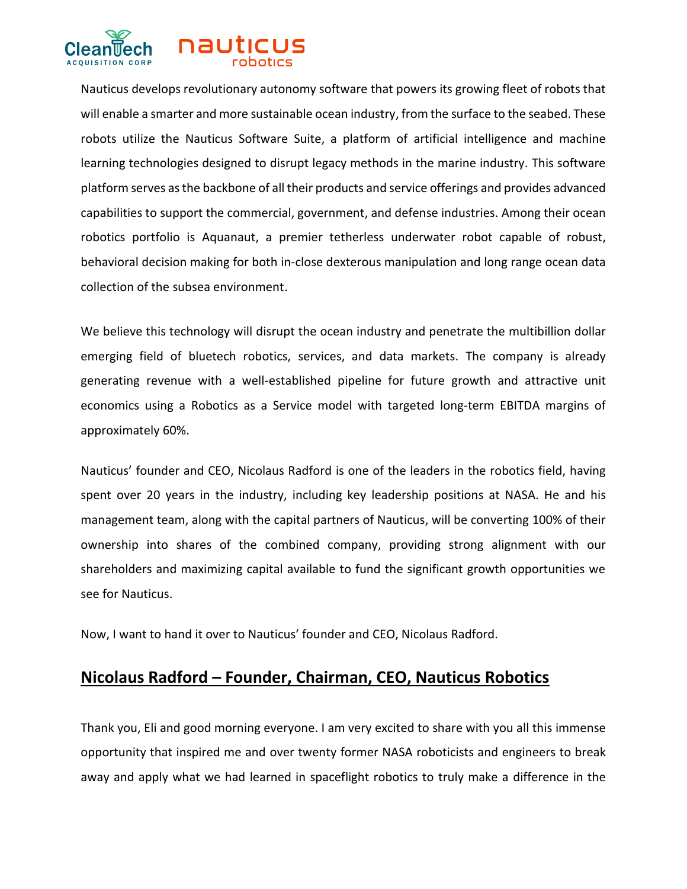Nauticus develops revolutionary autonomy software that powers its growing fleet of robots that will enable a smarter and more sustainable ocean industry, from the surface to the seabed. These robots utilize the Nauticus Software Suite, a platform of artificial intelligence and machine learning technologies designed to disrupt legacy methods in the marine industry. This software platform serves as the backbone of all their products and service offerings and provides advanced capabilities to support the commercial, government, and defense industries. Among their ocean robotics portfolio is Aquanaut, a premier tetherless underwater robot capable of robust, behavioral decision making for both in-close dexterous manipulation and long range ocean data collection of the subsea environment.

We believe this technology will disrupt the ocean industry and penetrate the multibillion dollar emerging field of bluetech robotics, services, and data markets. The company is already generating revenue with a well-established pipeline for future growth and attractive unit economics using a Robotics as a Service model with targeted long-term EBITDA margins of approximately 60%.

Nauticus' founder and CEO, Nicolaus Radford is one of the leaders in the robotics field, having spent over 20 years in the industry, including key leadership positions at NASA. He and his management team, along with the capital partners of Nauticus, will be converting 100% of their ownership into shares of the combined company, providing strong alignment with our shareholders and maximizing capital available to fund the significant growth opportunities we see for Nauticus.

Now, I want to hand it over to Nauticus' founder and CEO, Nicolaus Radford.

## Nicolaus Radford – Founder, Chairman, CEO, Nauticus Robotics

Thank you, Eli and good morning everyone. I am very excited to share with you all this immense opportunity that inspired me and over twenty former NASA roboticists and engineers to break away and apply what we had learned in spaceflight robotics to truly make a difference in the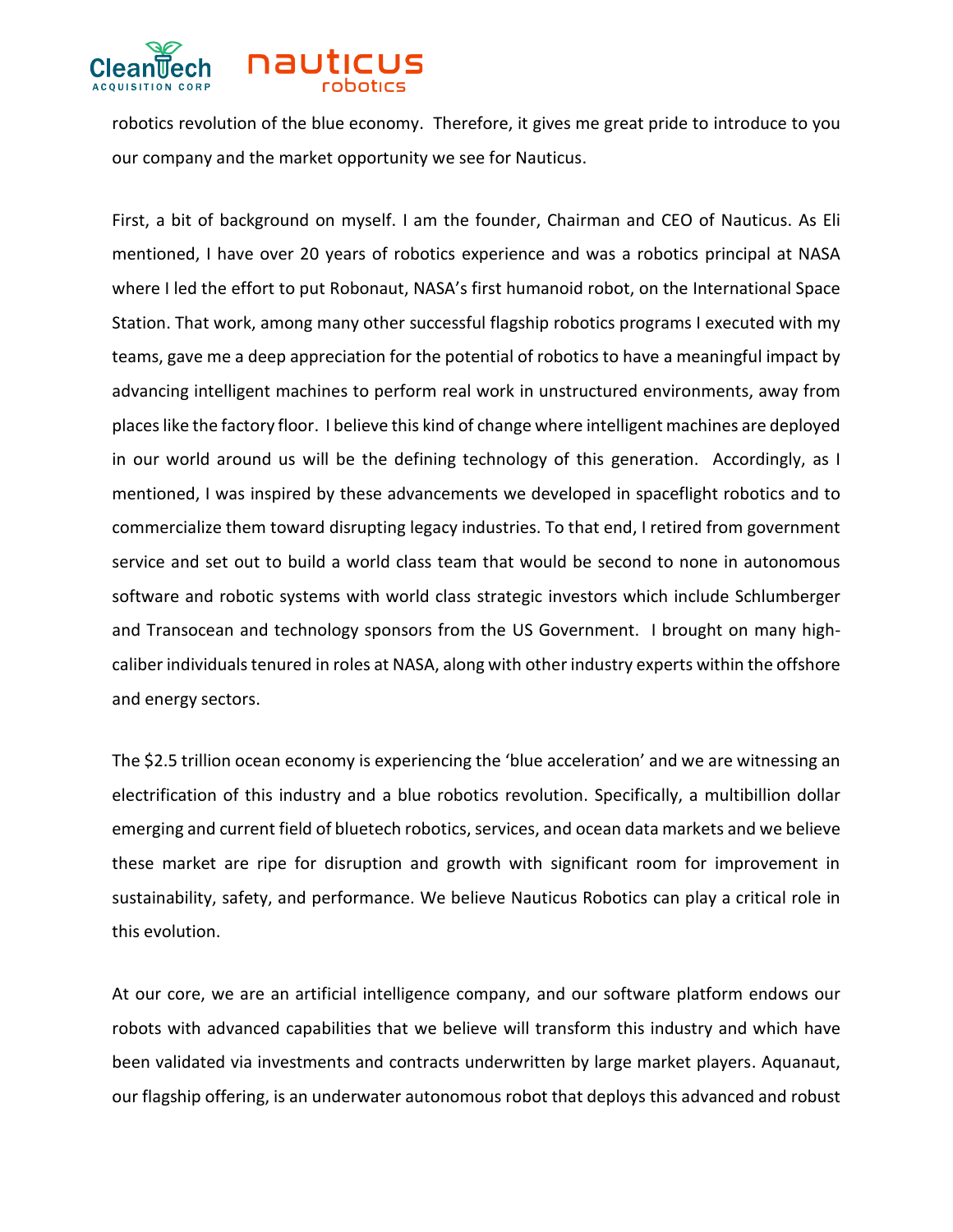robotics revolution of the blue economy. Therefore, it gives me great pride to introduce to you our company and the market opportunity we see for Nauticus.

First, a bit of background on myself. I am the founder, Chairman and CEO of Nauticus. As Eli mentioned, I have over 20 years of robotics experience and was a robotics principal at NASA where I led the effort to put Robonaut, NASA's first humanoid robot, on the International Space Station. That work, among many other successful flagship robotics programs I executed with my teams, gave me a deep appreciation for the potential of robotics to have a meaningful impact by advancing intelligent machines to perform real work in unstructured environments, away from places like the factory floor. I believe this kind of change where intelligent machines are deployed in our world around us will be the defining technology of this generation. Accordingly, as I mentioned, I was inspired by these advancements we developed in spaceflight robotics and to commercialize them toward disrupting legacy industries. To that end, I retired from government service and set out to build a world class team that would be second to none in autonomous software and robotic systems with world class strategic investors which include Schlumberger and Transocean and technology sponsors from the US Government. I brought on many high-caliber individuals tenured in roles at NASA, along with other industry experts within the offshore and energy sectors.

The $2.5 trillion ocean economy is experiencing the 'blue acceleration' and we are witnessing an electrification of this industry and a blue robotics revolution. Specifically, a multibillion dollar emerging and current field of bluetech robotics, services, and ocean data markets and we believe these market are ripe for disruption and growth with significant room for improvement in sustainability, safety, and performance. We believe Nauticus Robotics can play a critical role in this evolution.

At our core, we are an artificial intelligence company, and our software platform endows our robots with advanced capabilities that we believe will transform this industry and which have been validated via investments and contracts underwritten by large market players. Aquanaut, our flagship offering, is an underwater autonomous robot that deploys this advanced and robust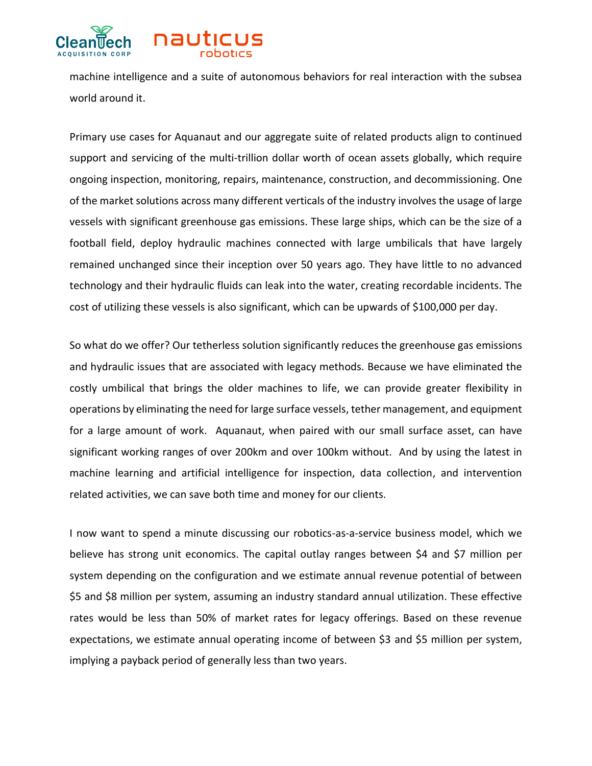machine intelligence and a suite of autonomous behaviors for real interaction with the subsea world around it.

Primary use cases for Aquanaut and our aggregate suite of related products align to continued support and servicing of the multi-trillion dollar worth of ocean assets globally, which require ongoing inspection, monitoring, repairs, maintenance, construction, and decommissioning. One of the market solutions across many different verticals of the industry involves the usage of large vessels with significant greenhouse gas emissions. These large ships, which can be the size of a football field, deploy hydraulic machines connected with large umbilicals that have largely remained unchanged since their inception over 50 years ago. They have little to no advanced technology and their hydraulic fluids can leak into the water, creating recordable incidents. The cost of utilizing these vessels is also significant, which can be upwards of $100,000 per day.

So what do we offer? Our tetherless solution significantly reduces the greenhouse gas emissions and hydraulic issues that are associated with legacy methods. Because we have eliminated the costly umbilical that brings the older machines to life, we can provide greater flexibility in operations by eliminating the need for large surface vessels, tether management, and equipment for a large amount of work. Aquanaut, when paired with our small surface asset, can have significant working ranges of over 200km and over 100km without. And by using the latest in machine learning and artificial intelligence for inspection, data collection, and intervention related activities, we can save both time and money for our clients.

I now want to spend a minute discussing our robotics-as-a-service business model, which we believe has strong unit economics. The capital outlay ranges between $4 and $7 million per system depending on the configuration and we estimate annual revenue potential of between $5 and $8 million per system, assuming an industry standard annual utilization. These effective rates would be less than 50% of market rates for legacy offerings. Based on these revenue expectations, we estimate annual operating income of between $3 and $5 million per system, implying a payback period of generally less than two years.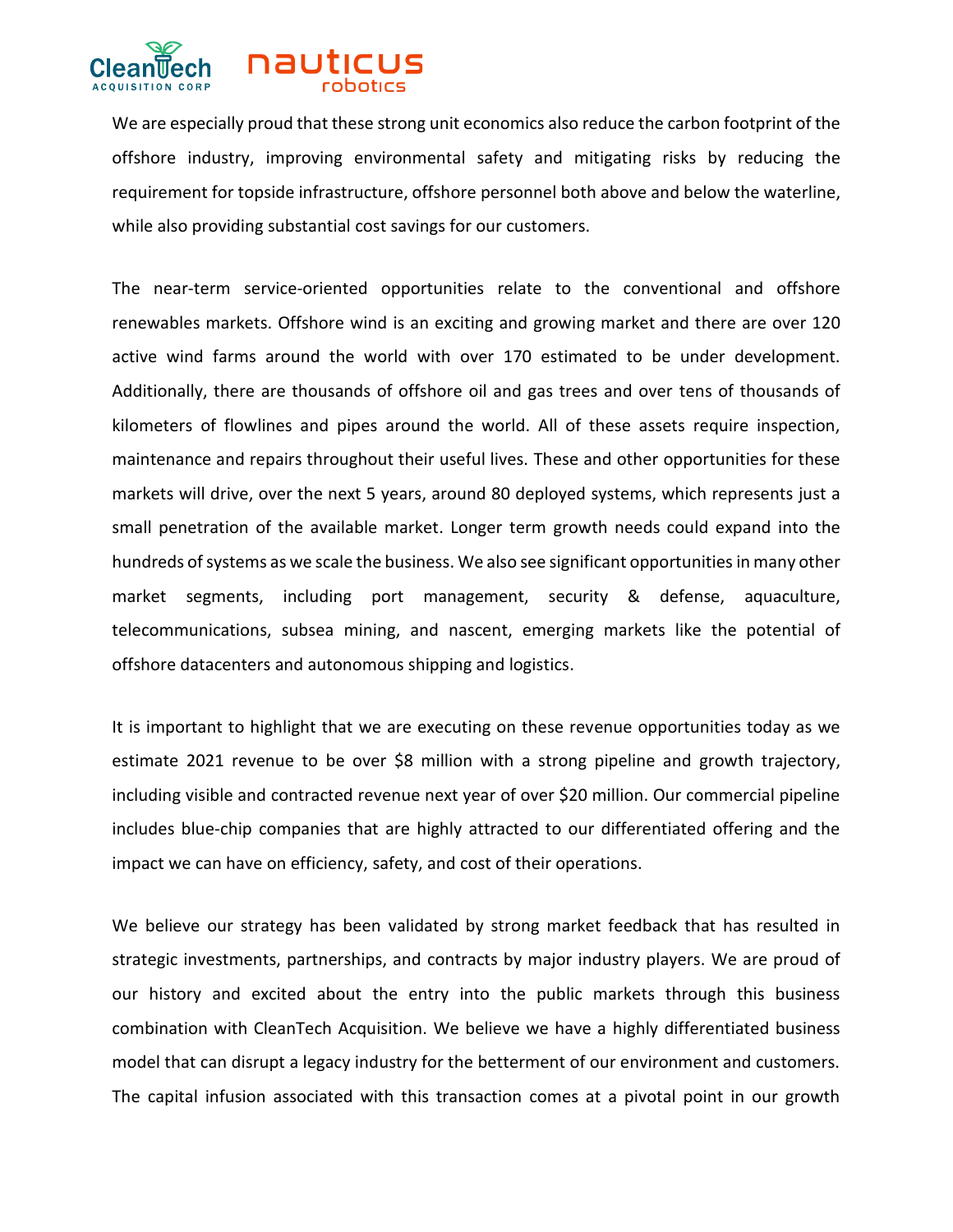We are especially proud that these strong unit economics also reduce the carbon footprint of the offshore industry, improving environmental safety and mitigating risks by reducing the requirement for topside infrastructure, offshore personnel both above and below the waterline, while also providing substantial cost savings for our customers.

The near-term service-oriented opportunities relate to the conventional and offshore renewables markets. Offshore wind is an exciting and growing market and there are over 120 active wind farms around the world with over 170 estimated to be under development. Additionally, there are thousands of offshore oil and gas trees and over tens of thousands of kilometers of flowlines and pipes around the world. All of these assets require inspection, maintenance and repairs throughout their useful lives. These and other opportunities for these markets will drive, over the next 5 years, around 80 deployed systems, which represents just a small penetration of the available market. Longer term growth needs could expand into the hundreds of systems as we scale the business. We also see significant opportunities in many other market segments, including port management, security & defense, aquaculture, telecommunications, subsea mining, and nascent, emerging markets like the potential of offshore datacenters and autonomous shipping and logistics.

It is important to highlight that we are executing on these revenue opportunities today as we estimate 2021 revenue to be over $8 million with a strong pipeline and growth trajectory, including visible and contracted revenue next year of over $20 million. Our commercial pipeline includes blue-chip companies that are highly attracted to our differentiated offering and the impact we can have on efficiency, safety, and cost of their operations.

We believe our strategy has been validated by strong market feedback that has resulted in strategic investments, partnerships, and contracts by major industry players. We are proud of our history and excited about the entry into the public markets through this business combination with CleanTech Acquisition. We believe we have a highly differentiated business model that can disrupt a legacy industry for the betterment of our environment and customers. The capital infusion associated with this transaction comes at a pivotal point in our growth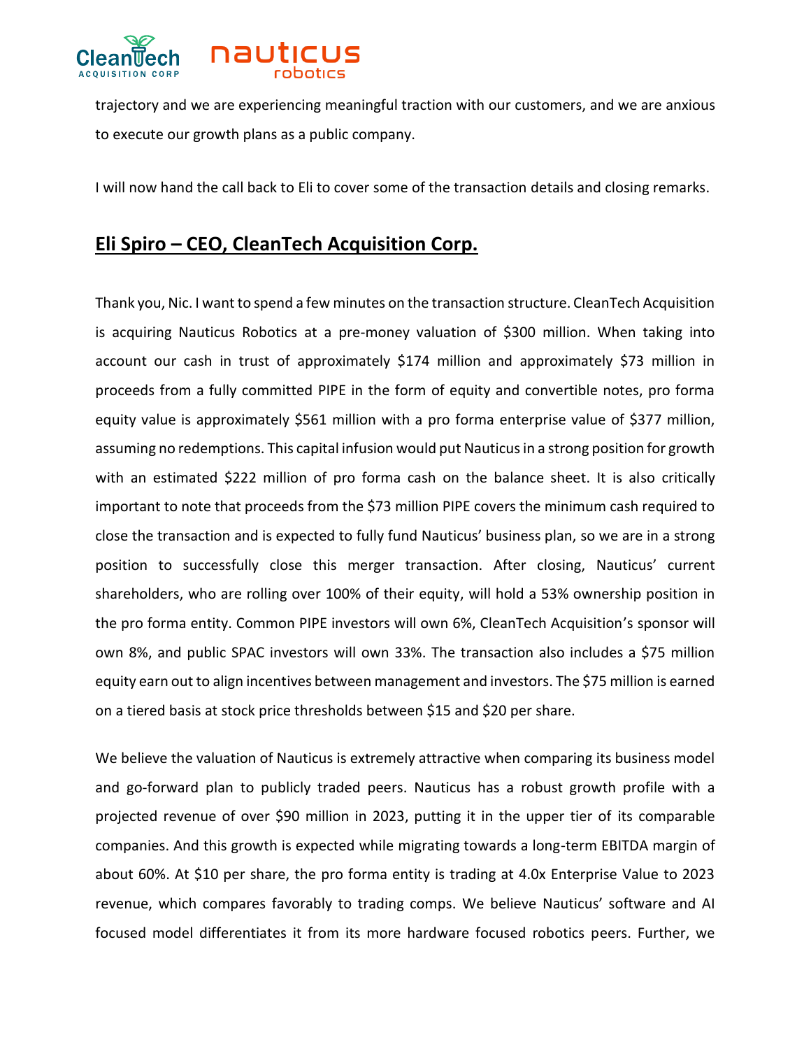trajectory and we are experiencing meaningful traction with our customers, and we are anxious to execute our growth plans as a public company.

I will now hand the call back to Eli to cover some of the transaction details and closing remarks.

## Eli Spiro – CEO, CleanTech Acquisition Corp.

Thank you, Nic. I want to spend a few minutes on the transaction structure. CleanTech Acquisition is acquiring Nauticus Robotics at a pre-money valuation of $300 million. When taking into account our cash in trust of approximately $174 million and approximately $73 million in proceeds from a fully committed PIPE in the form of equity and convertible notes, pro forma equity value is approximately $561 million with a pro forma enterprise value of $377 million, assuming no redemptions. This capital infusion would put Nauticus in a strong position for growth with an estimated $222 million of pro forma cash on the balance sheet. It is also critically important to note that proceeds from the $73 million PIPE covers the minimum cash required to close the transaction and is expected to fully fund Nauticus' business plan, so we are in a strong position to successfully close this merger transaction. After closing, Nauticus' current shareholders, who are rolling over 100% of their equity, will hold a 53% ownership position in the pro forma entity. Common PIPE investors will own 6%, CleanTech Acquisition's sponsor will own 8%, and public SPAC investors will own 33%. The transaction also includes a $75 million equity earn out to align incentives between management and investors. The $75 million is earned on a tiered basis at stock price thresholds between $15 and $20 per share.

We believe the valuation of Nauticus is extremely attractive when comparing its business model and go-forward plan to publicly traded peers. Nauticus has a robust growth profile with a projected revenue of over $90 million in 2023, putting it in the upper tier of its comparable companies. And this growth is expected while migrating towards a long-term EBITDA margin of about 60%. At $10 per share, the pro forma entity is trading at 4.0x Enterprise Value to 2023 revenue, which compares favorably to trading comps. We believe Nauticus' software and AI focused model differentiates it from its more hardware focused robotics peers. Further, we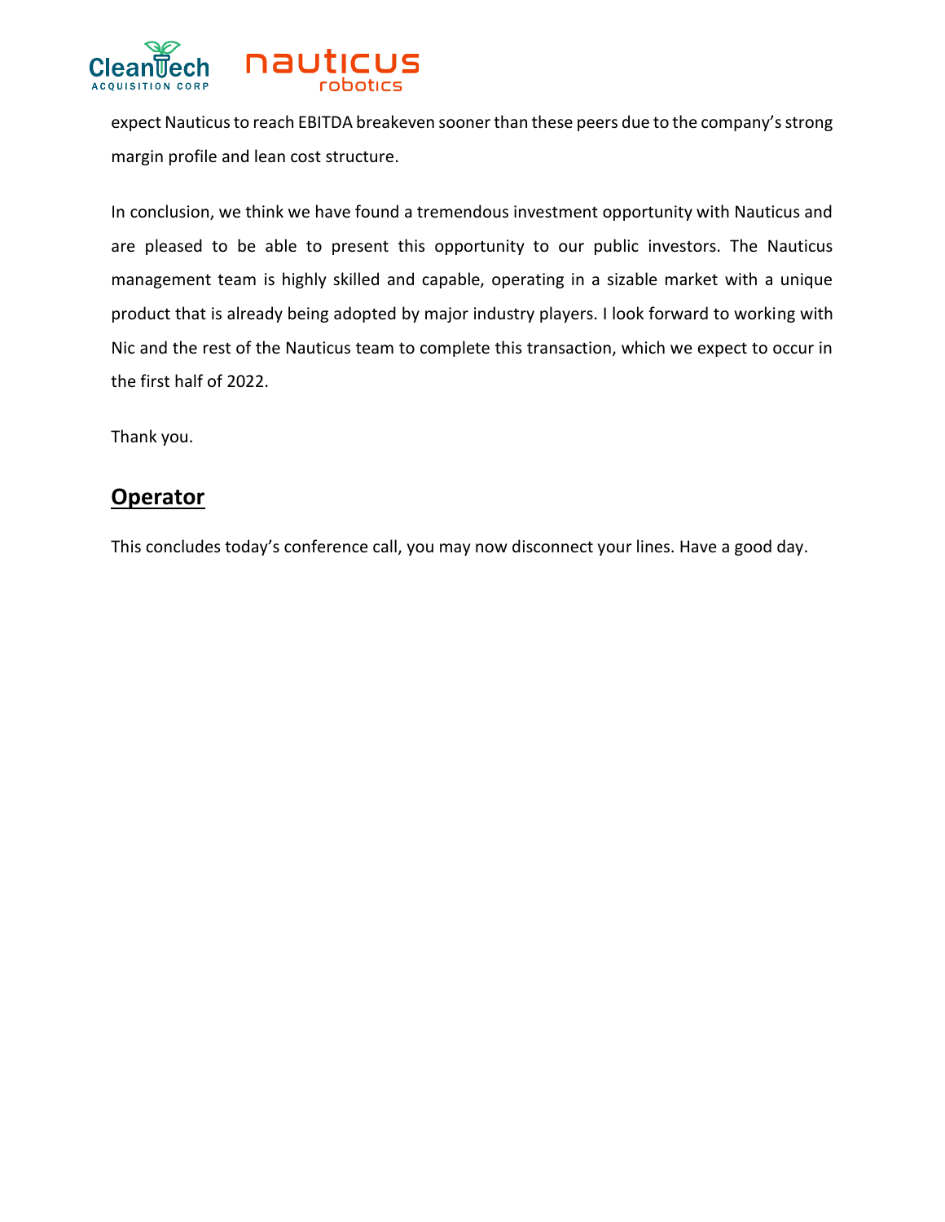expect Nauticus to reach EBITDA breakeven sooner than these peers due to the company's strong margin profile and lean cost structure.

In conclusion, we think we have found a tremendous investment opportunity with Nauticus and are pleased to be able to present this opportunity to our public investors. The Nauticus management team is highly skilled and capable, operating in a sizable market with a unique product that is already being adopted by major industry players. I look forward to working with Nic and the rest of the Nauticus team to complete this transaction, which we expect to occur in the first half of 2022.

Thank you.

## Operator

This concludes today's conference call, you may now disconnect your lines. Have a good day.